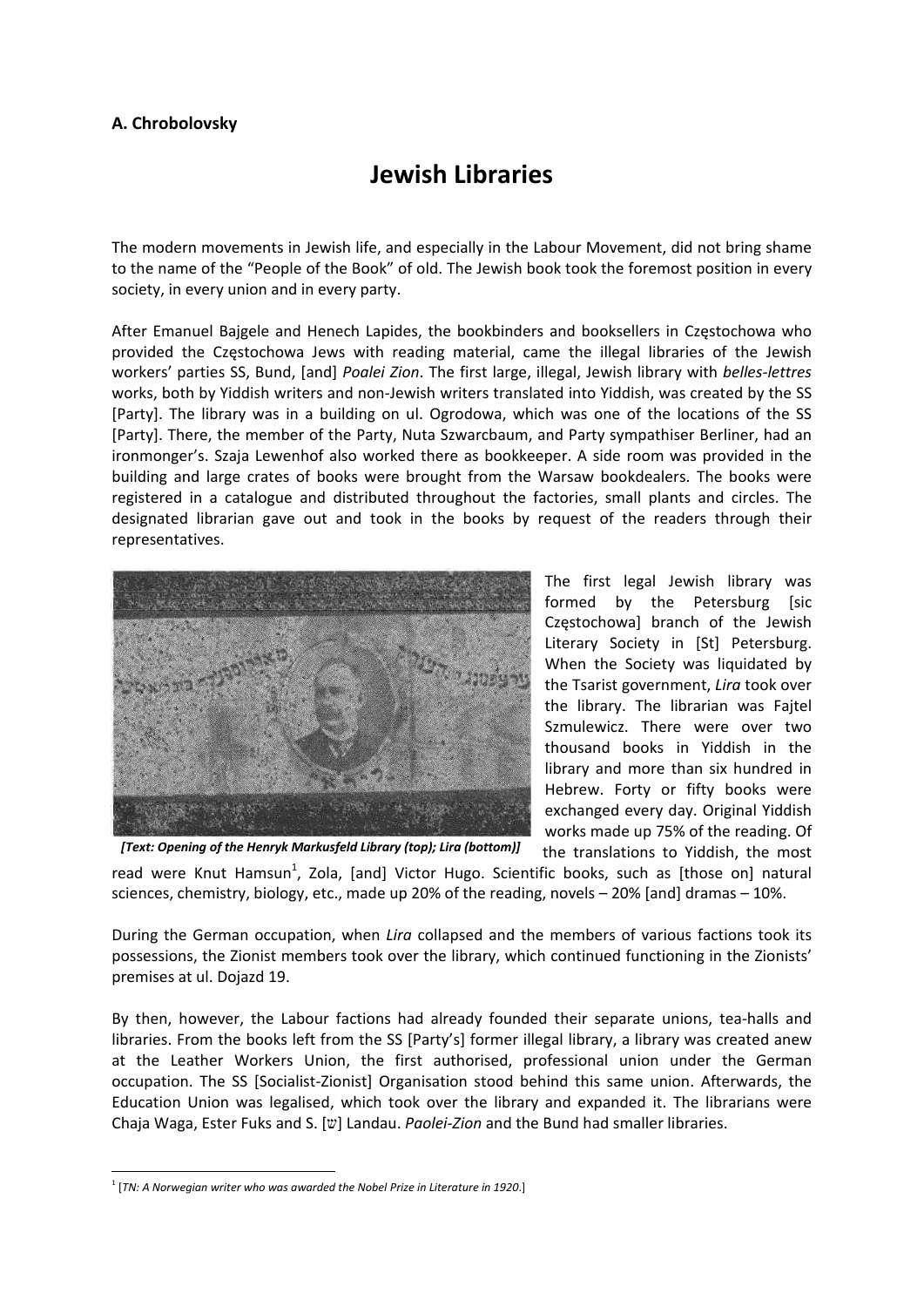**A. Chrobolovsky**

# Jewish Libraries

The modern movements in Jewish life, and especially in the Labour Movement, did not bring shame to the name of the "People of the Book" of old. The Jewish book took the foremost position in every society, in every union and in every party.

After Emanuel Bajgele and Henech Lapides, the bookbinders and booksellers in Częstochowa who provided the Częstochowa Jews with reading material, came the illegal libraries of the Jewish workers' parties SS, Bund, [and] *Poalei Zion*. The first large, illegal, Jewish library with *belles-lettres* works, both by Yiddish writers and non-Jewish writers translated into Yiddish, was created by the SS [Party]. The library was in a building on ul. Ogrodowa, which was one of the locations of the SS [Party]. There, the member of the Party, Nuta Szwarcbaum, and Party sympathiser Berliner, had an ironmonger's. Szaja Lewenhof also worked there as bookkeeper. A side room was provided in the building and large crates of books were brought from the Warsaw bookdealers. The books were registered in a catalogue and distributed throughout the factories, small plants and circles. The designated librarian gave out and took in the books by request of the readers through their representatives.

***[Text: Opening of the Henryk Markusfeld Library (top); Lira (bottom)]***

The first legal Jewish library was formed by the Petersburg [sic Częstochowa] branch of the Jewish Literary Society in [St] Petersburg. When the Society was liquidated by the Tsarist government, *Lira* took over the library. The librarian was Fajtel Szmulewicz. There were over two thousand books in Yiddish in the library and more than six hundred in Hebrew. Forty or fifty books were exchanged every day. Original Yiddish works made up 75% of the reading. Of the translations to Yiddish, the most read were Knut Hamsun[1], Zola, [and] Victor Hugo. Scientific books, such as [those on] natural sciences, chemistry, biology, etc., made up 20% of the reading, novels – 20% [and] dramas – 10%.

During the German occupation, when *Lira* collapsed and the members of various factions took its possessions, the Zionist members took over the library, which continued functioning in the Zionists' premises at ul. Dojazd 19.

By then, however, the Labour factions had already founded their separate unions, tea-halls and libraries. From the books left from the SS [Party's] former illegal library, a library was created anew at the Leather Workers Union, the first authorised, professional union under the German occupation. The SS [Socialist-Zionist] Organisation stood behind this same union. Afterwards, the Education Union was legalised, which took over the library and expanded it. The librarians were Chaja Waga, Ester Fuks and S. [ש] Landau. *Paolei-Zion* and the Bund had smaller libraries.

---

[1] [*TN: A Norwegian writer who was awarded the Nobel Prize in Literature in 1920*.]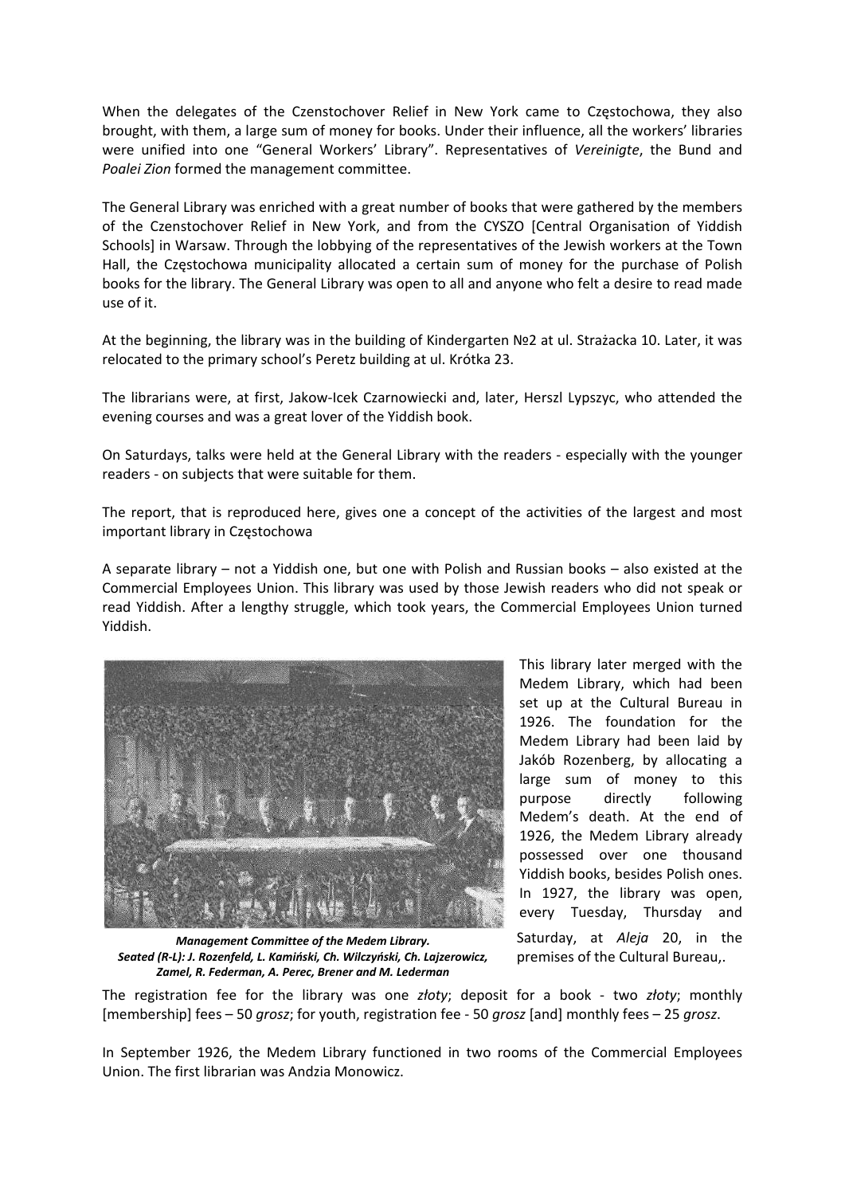When the delegates of the Czenstochover Relief in New York came to Częstochowa, they also brought, with them, a large sum of money for books. Under their influence, all the workers' libraries were unified into one "General Workers' Library". Representatives of *Vereinigte*, the Bund and *Poalei Zion* formed the management committee.

The General Library was enriched with a great number of books that were gathered by the members of the Czenstochover Relief in New York, and from the CYSZO [Central Organisation of Yiddish Schools] in Warsaw. Through the lobbying of the representatives of the Jewish workers at the Town Hall, the Częstochowa municipality allocated a certain sum of money for the purchase of Polish books for the library. The General Library was open to all and anyone who felt a desire to read made use of it.

At the beginning, the library was in the building of Kindergarten №2 at ul. Strażacka 10. Later, it was relocated to the primary school's Peretz building at ul. Krótka 23.

The librarians were, at first, Jakow-Icek Czarnowiecki and, later, Herszl Lypszyc, who attended the evening courses and was a great lover of the Yiddish book.

On Saturdays, talks were held at the General Library with the readers - especially with the younger readers - on subjects that were suitable for them.

The report, that is reproduced here, gives one a concept of the activities of the largest and most important library in Częstochowa

A separate library – not a Yiddish one, but one with Polish and Russian books – also existed at the Commercial Employees Union. This library was used by those Jewish readers who did not speak or read Yiddish. After a lengthy struggle, which took years, the Commercial Employees Union turned Yiddish.

***Management Committee of the Medem Library.***
***Seated (R-L): J. Rozenfeld, L. Kamiński, Ch. Wilczyński, Ch. Lajzerowicz, Zamel, R. Federman, A. Perec, Brener and M. Lederman***

This library later merged with the Medem Library, which had been set up at the Cultural Bureau in 1926. The foundation for the Medem Library had been laid by Jakób Rozenberg, by allocating a large sum of money to this purpose directly following Medem's death. At the end of 1926, the Medem Library already possessed over one thousand Yiddish books, besides Polish ones. In 1927, the library was open, every Tuesday, Thursday and Saturday, at *Aleja* 20, in the premises of the Cultural Bureau,.

The registration fee for the library was one *złoty*; deposit for a book - two *złoty*; monthly [membership] fees – 50 *grosz*; for youth, registration fee - 50 *grosz* [and] monthly fees – 25 *grosz*.

In September 1926, the Medem Library functioned in two rooms of the Commercial Employees Union. The first librarian was Andzia Monowicz.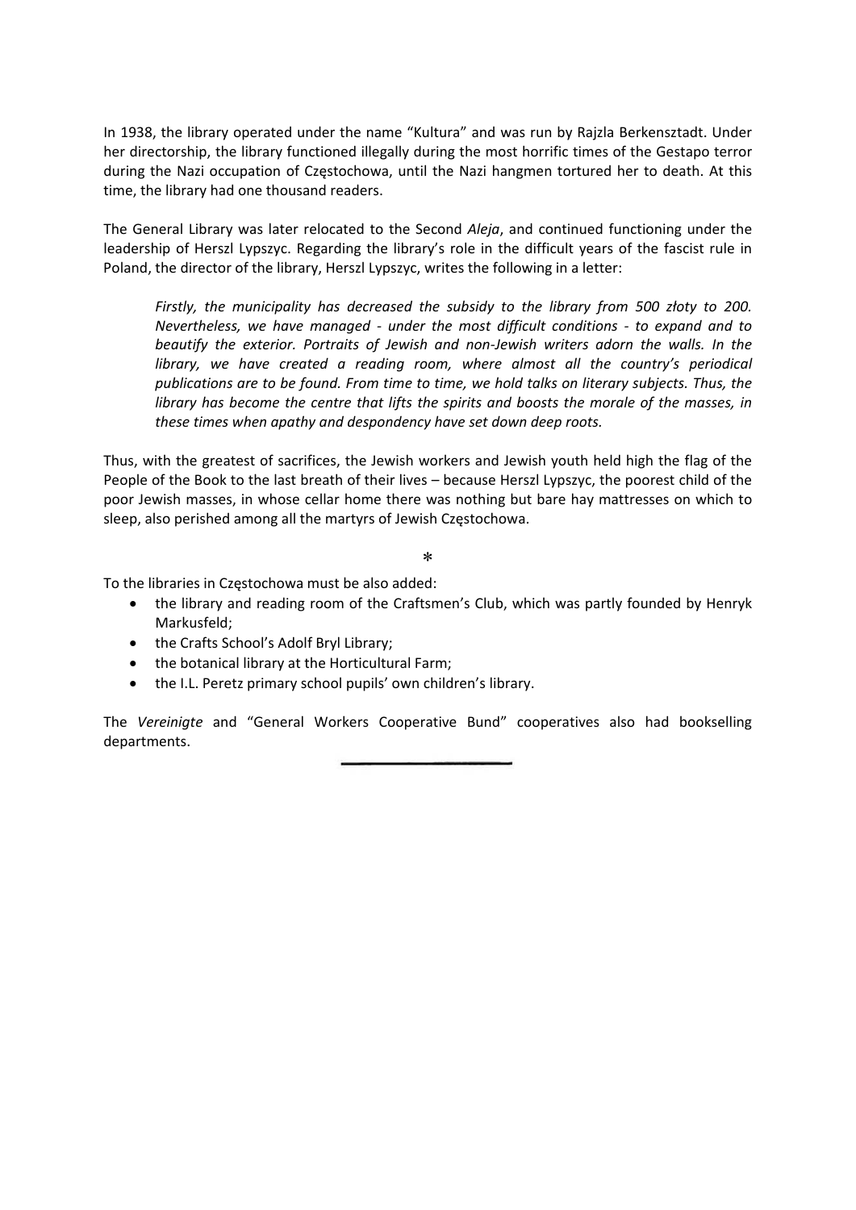In 1938, the library operated under the name "Kultura" and was run by Rajzla Berkensztadt. Under her directorship, the library functioned illegally during the most horrific times of the Gestapo terror during the Nazi occupation of Częstochowa, until the Nazi hangmen tortured her to death. At this time, the library had one thousand readers.

The General Library was later relocated to the Second *Aleja*, and continued functioning under the leadership of Herszl Lypszyc. Regarding the library's role in the difficult years of the fascist rule in Poland, the director of the library, Herszl Lypszyc, writes the following in a letter:

> *Firstly, the municipality has decreased the subsidy to the library from 500 złoty to 200. Nevertheless, we have managed - under the most difficult conditions - to expand and to beautify the exterior. Portraits of Jewish and non-Jewish writers adorn the walls. In the library, we have created a reading room, where almost all the country's periodical publications are to be found. From time to time, we hold talks on literary subjects. Thus, the library has become the centre that lifts the spirits and boosts the morale of the masses, in these times when apathy and despondency have set down deep roots.*

Thus, with the greatest of sacrifices, the Jewish workers and Jewish youth held high the flag of the People of the Book to the last breath of their lives – because Herszl Lypszyc, the poorest child of the poor Jewish masses, in whose cellar home there was nothing but bare hay mattresses on which to sleep, also perished among all the martyrs of Jewish Częstochowa.

*

To the libraries in Częstochowa must be also added:

- the library and reading room of the Craftsmen's Club, which was partly founded by Henryk Markusfeld;
- the Crafts School's Adolf Bryl Library;
- the botanical library at the Horticultural Farm;
- the I.L. Peretz primary school pupils' own children's library.

The *Vereinigte* and "General Workers Cooperative Bund" cooperatives also had bookselling departments.